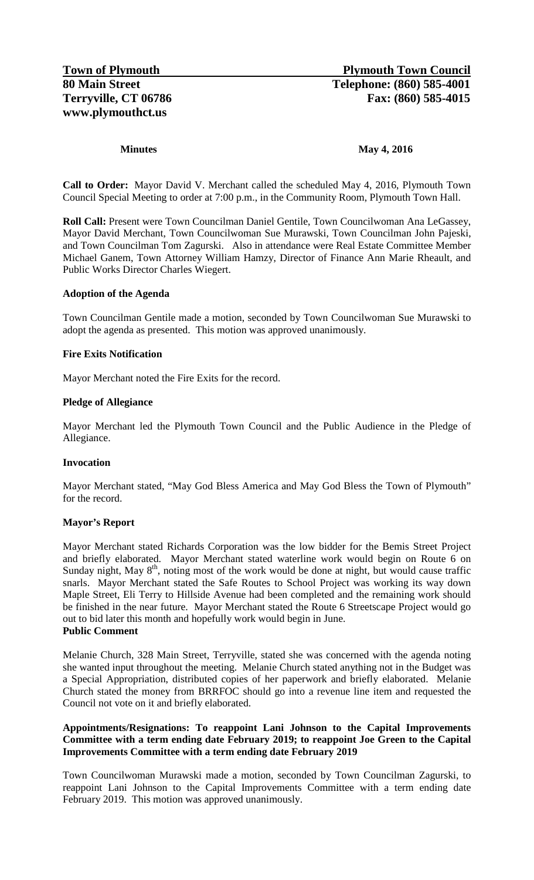**Town of Plymouth** | **Plymouth Town Council**
**80 Main Street** | **Telephone: (860) 585-4001**
**Terryville, CT 06786** | **Fax: (860) 585-4015**
**www.plymouthct.us**

**Minutes** **May 4, 2016**

**Call to Order:** Mayor David V. Merchant called the scheduled May 4, 2016, Plymouth Town Council Special Meeting to order at 7:00 p.m., in the Community Room, Plymouth Town Hall.

**Roll Call:** Present were Town Councilman Daniel Gentile, Town Councilwoman Ana LeGassey, Mayor David Merchant, Town Councilwoman Sue Murawski, Town Councilman John Pajeski, and Town Councilman Tom Zagurski. Also in attendance were Real Estate Committee Member Michael Ganem, Town Attorney William Hamzy, Director of Finance Ann Marie Rheault, and Public Works Director Charles Wiegert.

**Adoption of the Agenda**

Town Councilman Gentile made a motion, seconded by Town Councilwoman Sue Murawski to adopt the agenda as presented. This motion was approved unanimously.

**Fire Exits Notification**

Mayor Merchant noted the Fire Exits for the record.

**Pledge of Allegiance**

Mayor Merchant led the Plymouth Town Council and the Public Audience in the Pledge of Allegiance.

**Invocation**

Mayor Merchant stated, "May God Bless America and May God Bless the Town of Plymouth" for the record.

**Mayor's Report**

Mayor Merchant stated Richards Corporation was the low bidder for the Bemis Street Project and briefly elaborated. Mayor Merchant stated waterline work would begin on Route 6 on Sunday night, May 8th, noting most of the work would be done at night, but would cause traffic snarls. Mayor Merchant stated the Safe Routes to School Project was working its way down Maple Street, Eli Terry to Hillside Avenue had been completed and the remaining work should be finished in the near future. Mayor Merchant stated the Route 6 Streetscape Project would go out to bid later this month and hopefully work would begin in June.

**Public Comment**

Melanie Church, 328 Main Street, Terryville, stated she was concerned with the agenda noting she wanted input throughout the meeting. Melanie Church stated anything not in the Budget was a Special Appropriation, distributed copies of her paperwork and briefly elaborated. Melanie Church stated the money from BRRFOC should go into a revenue line item and requested the Council not vote on it and briefly elaborated.

**Appointments/Resignations: To reappoint Lani Johnson to the Capital Improvements Committee with a term ending date February 2019; to reappoint Joe Green to the Capital Improvements Committee with a term ending date February 2019**

Town Councilwoman Murawski made a motion, seconded by Town Councilman Zagurski, to reappoint Lani Johnson to the Capital Improvements Committee with a term ending date February 2019. This motion was approved unanimously.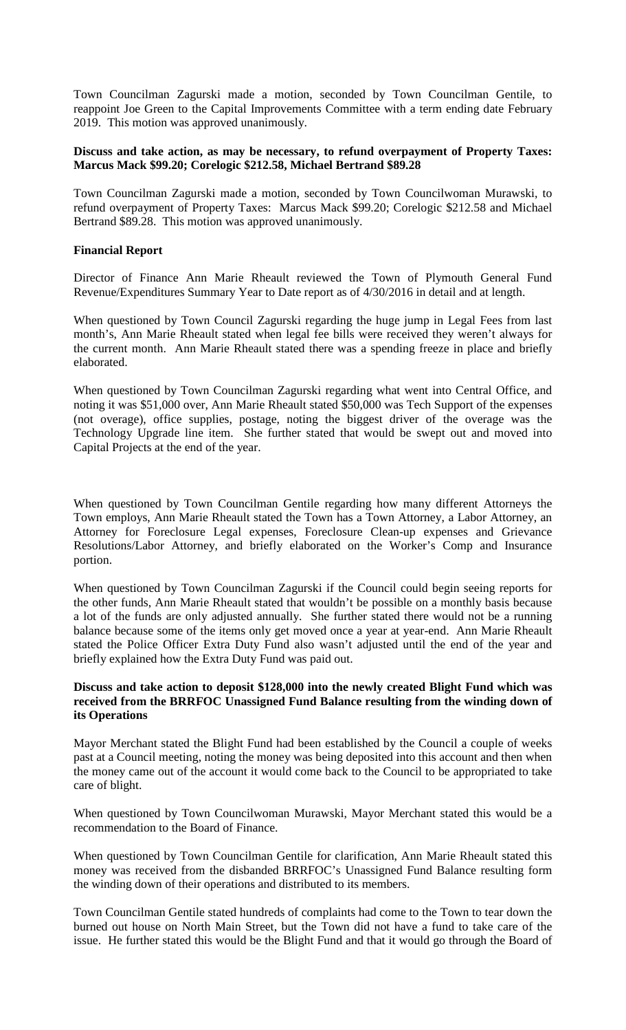Town Councilman Zagurski made a motion, seconded by Town Councilman Gentile, to reappoint Joe Green to the Capital Improvements Committee with a term ending date February 2019. This motion was approved unanimously.

**Discuss and take action, as may be necessary, to refund overpayment of Property Taxes: Marcus Mack $99.20; Corelogic $212.58, Michael Bertrand $89.28**

Town Councilman Zagurski made a motion, seconded by Town Councilwoman Murawski, to refund overpayment of Property Taxes: Marcus Mack $99.20; Corelogic $212.58 and Michael Bertrand $89.28. This motion was approved unanimously.

**Financial Report**

Director of Finance Ann Marie Rheault reviewed the Town of Plymouth General Fund Revenue/Expenditures Summary Year to Date report as of 4/30/2016 in detail and at length.

When questioned by Town Council Zagurski regarding the huge jump in Legal Fees from last month's, Ann Marie Rheault stated when legal fee bills were received they weren't always for the current month. Ann Marie Rheault stated there was a spending freeze in place and briefly elaborated.

When questioned by Town Councilman Zagurski regarding what went into Central Office, and noting it was $51,000 over, Ann Marie Rheault stated $50,000 was Tech Support of the expenses (not overage), office supplies, postage, noting the biggest driver of the overage was the Technology Upgrade line item. She further stated that would be swept out and moved into Capital Projects at the end of the year.

When questioned by Town Councilman Gentile regarding how many different Attorneys the Town employs, Ann Marie Rheault stated the Town has a Town Attorney, a Labor Attorney, an Attorney for Foreclosure Legal expenses, Foreclosure Clean-up expenses and Grievance Resolutions/Labor Attorney, and briefly elaborated on the Worker's Comp and Insurance portion.

When questioned by Town Councilman Zagurski if the Council could begin seeing reports for the other funds, Ann Marie Rheault stated that wouldn't be possible on a monthly basis because a lot of the funds are only adjusted annually. She further stated there would not be a running balance because some of the items only get moved once a year at year-end. Ann Marie Rheault stated the Police Officer Extra Duty Fund also wasn't adjusted until the end of the year and briefly explained how the Extra Duty Fund was paid out.

**Discuss and take action to deposit $128,000 into the newly created Blight Fund which was received from the BRRFOC Unassigned Fund Balance resulting from the winding down of its Operations**

Mayor Merchant stated the Blight Fund had been established by the Council a couple of weeks past at a Council meeting, noting the money was being deposited into this account and then when the money came out of the account it would come back to the Council to be appropriated to take care of blight.

When questioned by Town Councilwoman Murawski, Mayor Merchant stated this would be a recommendation to the Board of Finance.

When questioned by Town Councilman Gentile for clarification, Ann Marie Rheault stated this money was received from the disbanded BRRFOC's Unassigned Fund Balance resulting form the winding down of their operations and distributed to its members.

Town Councilman Gentile stated hundreds of complaints had come to the Town to tear down the burned out house on North Main Street, but the Town did not have a fund to take care of the issue. He further stated this would be the Blight Fund and that it would go through the Board of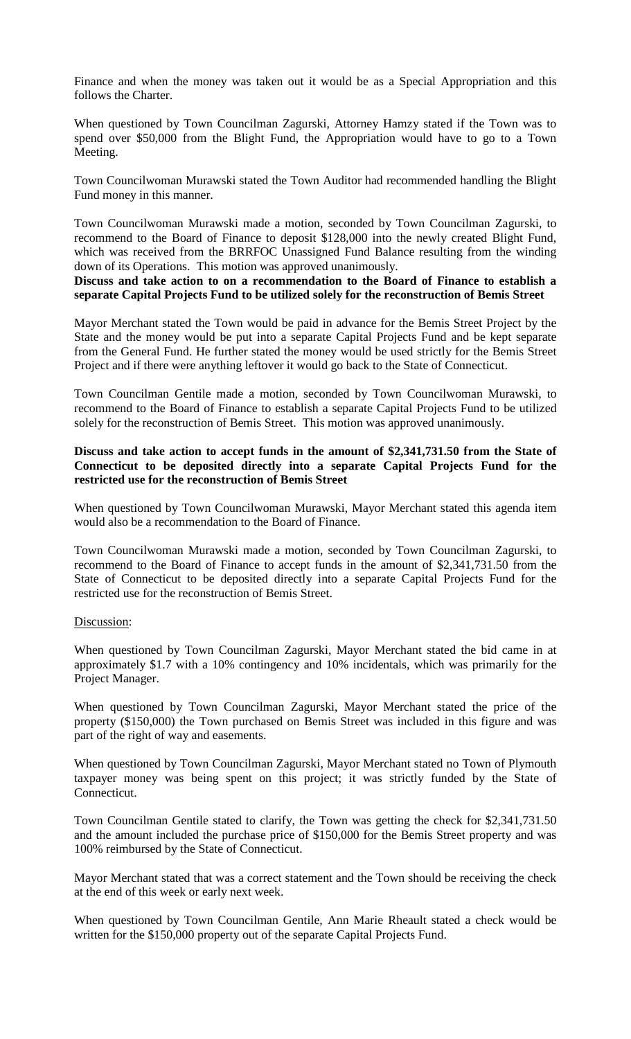Finance and when the money was taken out it would be as a Special Appropriation and this follows the Charter.

When questioned by Town Councilman Zagurski, Attorney Hamzy stated if the Town was to spend over $50,000 from the Blight Fund, the Appropriation would have to go to a Town Meeting.

Town Councilwoman Murawski stated the Town Auditor had recommended handling the Blight Fund money in this manner.

Town Councilwoman Murawski made a motion, seconded by Town Councilman Zagurski, to recommend to the Board of Finance to deposit $128,000 into the newly created Blight Fund, which was received from the BRRFOC Unassigned Fund Balance resulting from the winding down of its Operations. This motion was approved unanimously.

**Discuss and take action to on a recommendation to the Board of Finance to establish a separate Capital Projects Fund to be utilized solely for the reconstruction of Bemis Street**

Mayor Merchant stated the Town would be paid in advance for the Bemis Street Project by the State and the money would be put into a separate Capital Projects Fund and be kept separate from the General Fund. He further stated the money would be used strictly for the Bemis Street Project and if there were anything leftover it would go back to the State of Connecticut.

Town Councilman Gentile made a motion, seconded by Town Councilwoman Murawski, to recommend to the Board of Finance to establish a separate Capital Projects Fund to be utilized solely for the reconstruction of Bemis Street. This motion was approved unanimously.

**Discuss and take action to accept funds in the amount of $2,341,731.50 from the State of Connecticut to be deposited directly into a separate Capital Projects Fund for the restricted use for the reconstruction of Bemis Street**

When questioned by Town Councilwoman Murawski, Mayor Merchant stated this agenda item would also be a recommendation to the Board of Finance.

Town Councilwoman Murawski made a motion, seconded by Town Councilman Zagurski, to recommend to the Board of Finance to accept funds in the amount of $2,341,731.50 from the State of Connecticut to be deposited directly into a separate Capital Projects Fund for the restricted use for the reconstruction of Bemis Street.

Discussion:

When questioned by Town Councilman Zagurski, Mayor Merchant stated the bid came in at approximately $1.7 with a 10% contingency and 10% incidentals, which was primarily for the Project Manager.

When questioned by Town Councilman Zagurski, Mayor Merchant stated the price of the property ($150,000) the Town purchased on Bemis Street was included in this figure and was part of the right of way and easements.

When questioned by Town Councilman Zagurski, Mayor Merchant stated no Town of Plymouth taxpayer money was being spent on this project; it was strictly funded by the State of Connecticut.

Town Councilman Gentile stated to clarify, the Town was getting the check for $2,341,731.50 and the amount included the purchase price of $150,000 for the Bemis Street property and was 100% reimbursed by the State of Connecticut.

Mayor Merchant stated that was a correct statement and the Town should be receiving the check at the end of this week or early next week.

When questioned by Town Councilman Gentile, Ann Marie Rheault stated a check would be written for the $150,000 property out of the separate Capital Projects Fund.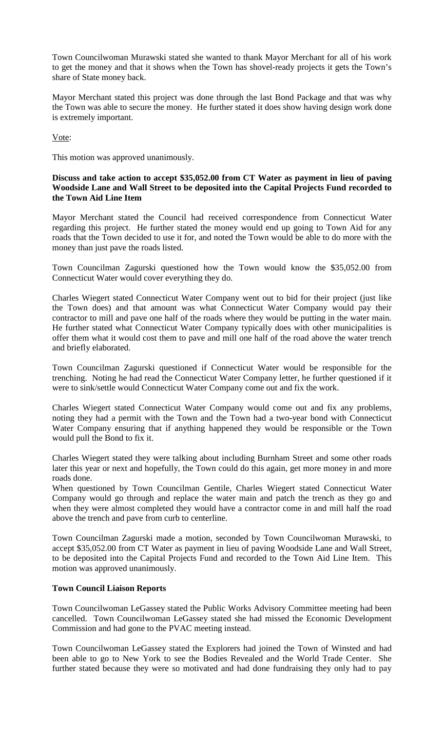Town Councilwoman Murawski stated she wanted to thank Mayor Merchant for all of his work to get the money and that it shows when the Town has shovel-ready projects it gets the Town's share of State money back.

Mayor Merchant stated this project was done through the last Bond Package and that was why the Town was able to secure the money. He further stated it does show having design work done is extremely important.

Vote:

This motion was approved unanimously.

**Discuss and take action to accept $35,052.00 from CT Water as payment in lieu of paving Woodside Lane and Wall Street to be deposited into the Capital Projects Fund recorded to the Town Aid Line Item**

Mayor Merchant stated the Council had received correspondence from Connecticut Water regarding this project. He further stated the money would end up going to Town Aid for any roads that the Town decided to use it for, and noted the Town would be able to do more with the money than just pave the roads listed.

Town Councilman Zagurski questioned how the Town would know the $35,052.00 from Connecticut Water would cover everything they do.

Charles Wiegert stated Connecticut Water Company went out to bid for their project (just like the Town does) and that amount was what Connecticut Water Company would pay their contractor to mill and pave one half of the roads where they would be putting in the water main. He further stated what Connecticut Water Company typically does with other municipalities is offer them what it would cost them to pave and mill one half of the road above the water trench and briefly elaborated.

Town Councilman Zagurski questioned if Connecticut Water would be responsible for the trenching. Noting he had read the Connecticut Water Company letter, he further questioned if it were to sink/settle would Connecticut Water Company come out and fix the work.

Charles Wiegert stated Connecticut Water Company would come out and fix any problems, noting they had a permit with the Town and the Town had a two-year bond with Connecticut Water Company ensuring that if anything happened they would be responsible or the Town would pull the Bond to fix it.

Charles Wiegert stated they were talking about including Burnham Street and some other roads later this year or next and hopefully, the Town could do this again, get more money in and more roads done.

When questioned by Town Councilman Gentile, Charles Wiegert stated Connecticut Water Company would go through and replace the water main and patch the trench as they go and when they were almost completed they would have a contractor come in and mill half the road above the trench and pave from curb to centerline.

Town Councilman Zagurski made a motion, seconded by Town Councilwoman Murawski, to accept $35,052.00 from CT Water as payment in lieu of paving Woodside Lane and Wall Street, to be deposited into the Capital Projects Fund and recorded to the Town Aid Line Item. This motion was approved unanimously.

**Town Council Liaison Reports**

Town Councilwoman LeGassey stated the Public Works Advisory Committee meeting had been cancelled. Town Councilwoman LeGassey stated she had missed the Economic Development Commission and had gone to the PVAC meeting instead.

Town Councilwoman LeGassey stated the Explorers had joined the Town of Winsted and had been able to go to New York to see the Bodies Revealed and the World Trade Center. She further stated because they were so motivated and had done fundraising they only had to pay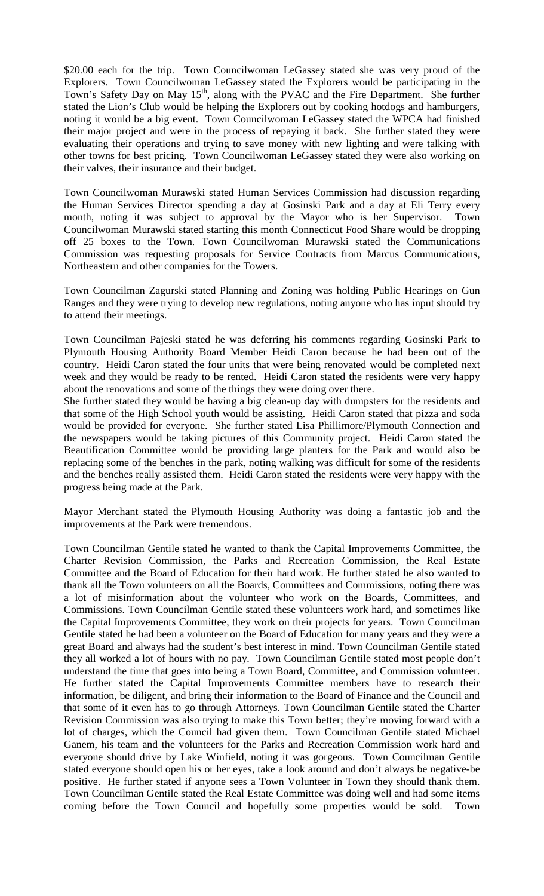$20.00 each for the trip. Town Councilwoman LeGassey stated she was very proud of the Explorers. Town Councilwoman LeGassey stated the Explorers would be participating in the Town's Safety Day on May 15th, along with the PVAC and the Fire Department. She further stated the Lion's Club would be helping the Explorers out by cooking hotdogs and hamburgers, noting it would be a big event. Town Councilwoman LeGassey stated the WPCA had finished their major project and were in the process of repaying it back. She further stated they were evaluating their operations and trying to save money with new lighting and were talking with other towns for best pricing. Town Councilwoman LeGassey stated they were also working on their valves, their insurance and their budget.

Town Councilwoman Murawski stated Human Services Commission had discussion regarding the Human Services Director spending a day at Gosinski Park and a day at Eli Terry every month, noting it was subject to approval by the Mayor who is her Supervisor. Town Councilwoman Murawski stated starting this month Connecticut Food Share would be dropping off 25 boxes to the Town. Town Councilwoman Murawski stated the Communications Commission was requesting proposals for Service Contracts from Marcus Communications, Northeastern and other companies for the Towers.

Town Councilman Zagurski stated Planning and Zoning was holding Public Hearings on Gun Ranges and they were trying to develop new regulations, noting anyone who has input should try to attend their meetings.

Town Councilman Pajeski stated he was deferring his comments regarding Gosinski Park to Plymouth Housing Authority Board Member Heidi Caron because he had been out of the country. Heidi Caron stated the four units that were being renovated would be completed next week and they would be ready to be rented. Heidi Caron stated the residents were very happy about the renovations and some of the things they were doing over there.
She further stated they would be having a big clean-up day with dumpsters for the residents and that some of the High School youth would be assisting. Heidi Caron stated that pizza and soda would be provided for everyone. She further stated Lisa Phillimore/Plymouth Connection and the newspapers would be taking pictures of this Community project. Heidi Caron stated the Beautification Committee would be providing large planters for the Park and would also be replacing some of the benches in the park, noting walking was difficult for some of the residents and the benches really assisted them. Heidi Caron stated the residents were very happy with the progress being made at the Park.

Mayor Merchant stated the Plymouth Housing Authority was doing a fantastic job and the improvements at the Park were tremendous.

Town Councilman Gentile stated he wanted to thank the Capital Improvements Committee, the Charter Revision Commission, the Parks and Recreation Commission, the Real Estate Committee and the Board of Education for their hard work. He further stated he also wanted to thank all the Town volunteers on all the Boards, Committees and Commissions, noting there was a lot of misinformation about the volunteer who work on the Boards, Committees, and Commissions. Town Councilman Gentile stated these volunteers work hard, and sometimes like the Capital Improvements Committee, they work on their projects for years. Town Councilman Gentile stated he had been a volunteer on the Board of Education for many years and they were a great Board and always had the student's best interest in mind. Town Councilman Gentile stated they all worked a lot of hours with no pay. Town Councilman Gentile stated most people don't understand the time that goes into being a Town Board, Committee, and Commission volunteer. He further stated the Capital Improvements Committee members have to research their information, be diligent, and bring their information to the Board of Finance and the Council and that some of it even has to go through Attorneys. Town Councilman Gentile stated the Charter Revision Commission was also trying to make this Town better; they're moving forward with a lot of charges, which the Council had given them. Town Councilman Gentile stated Michael Ganem, his team and the volunteers for the Parks and Recreation Commission work hard and everyone should drive by Lake Winfield, noting it was gorgeous. Town Councilman Gentile stated everyone should open his or her eyes, take a look around and don't always be negative-be positive. He further stated if anyone sees a Town Volunteer in Town they should thank them. Town Councilman Gentile stated the Real Estate Committee was doing well and had some items coming before the Town Council and hopefully some properties would be sold. Town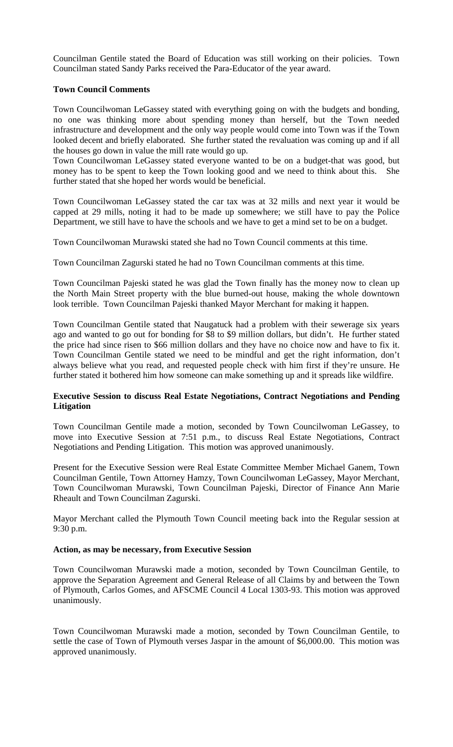Councilman Gentile stated the Board of Education was still working on their policies. Town Councilman stated Sandy Parks received the Para-Educator of the year award.

**Town Council Comments**

Town Councilwoman LeGassey stated with everything going on with the budgets and bonding, no one was thinking more about spending money than herself, but the Town needed infrastructure and development and the only way people would come into Town was if the Town looked decent and briefly elaborated. She further stated the revaluation was coming up and if all the houses go down in value the mill rate would go up.
Town Councilwoman LeGassey stated everyone wanted to be on a budget-that was good, but money has to be spent to keep the Town looking good and we need to think about this. She further stated that she hoped her words would be beneficial.

Town Councilwoman LeGassey stated the car tax was at 32 mills and next year it would be capped at 29 mills, noting it had to be made up somewhere; we still have to pay the Police Department, we still have to have the schools and we have to get a mind set to be on a budget.

Town Councilwoman Murawski stated she had no Town Council comments at this time.

Town Councilman Zagurski stated he had no Town Councilman comments at this time.

Town Councilman Pajeski stated he was glad the Town finally has the money now to clean up the North Main Street property with the blue burned-out house, making the whole downtown look terrible. Town Councilman Pajeski thanked Mayor Merchant for making it happen.

Town Councilman Gentile stated that Naugatuck had a problem with their sewerage six years ago and wanted to go out for bonding for $8 to $9 million dollars, but didn't. He further stated the price had since risen to $66 million dollars and they have no choice now and have to fix it. Town Councilman Gentile stated we need to be mindful and get the right information, don't always believe what you read, and requested people check with him first if they're unsure. He further stated it bothered him how someone can make something up and it spreads like wildfire.

**Executive Session to discuss Real Estate Negotiations, Contract Negotiations and Pending Litigation**

Town Councilman Gentile made a motion, seconded by Town Councilwoman LeGassey, to move into Executive Session at 7:51 p.m., to discuss Real Estate Negotiations, Contract Negotiations and Pending Litigation. This motion was approved unanimously.

Present for the Executive Session were Real Estate Committee Member Michael Ganem, Town Councilman Gentile, Town Attorney Hamzy, Town Councilwoman LeGassey, Mayor Merchant, Town Councilwoman Murawski, Town Councilman Pajeski, Director of Finance Ann Marie Rheault and Town Councilman Zagurski.

Mayor Merchant called the Plymouth Town Council meeting back into the Regular session at 9:30 p.m.

**Action, as may be necessary, from Executive Session**

Town Councilwoman Murawski made a motion, seconded by Town Councilman Gentile, to approve the Separation Agreement and General Release of all Claims by and between the Town of Plymouth, Carlos Gomes, and AFSCME Council 4 Local 1303-93. This motion was approved unanimously.

Town Councilwoman Murawski made a motion, seconded by Town Councilman Gentile, to settle the case of Town of Plymouth verses Jaspar in the amount of $6,000.00. This motion was approved unanimously.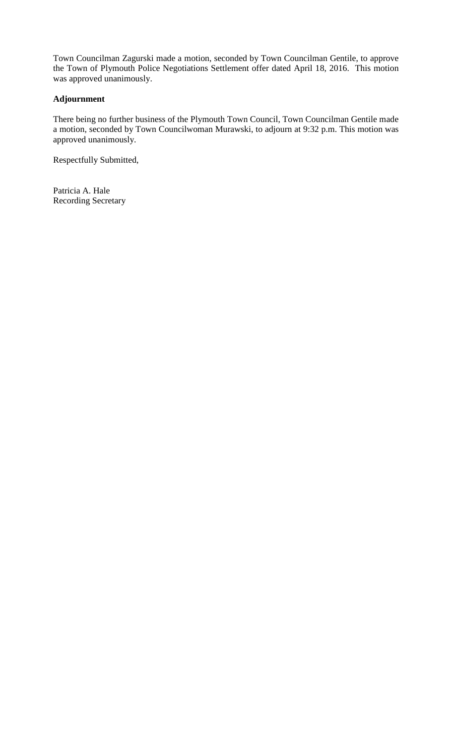Town Councilman Zagurski made a motion, seconded by Town Councilman Gentile, to approve the Town of Plymouth Police Negotiations Settlement offer dated April 18, 2016. This motion was approved unanimously.

**Adjournment**

There being no further business of the Plymouth Town Council, Town Councilman Gentile made a motion, seconded by Town Councilwoman Murawski, to adjourn at 9:32 p.m. This motion was approved unanimously.

Respectfully Submitted,

Patricia A. Hale
Recording Secretary